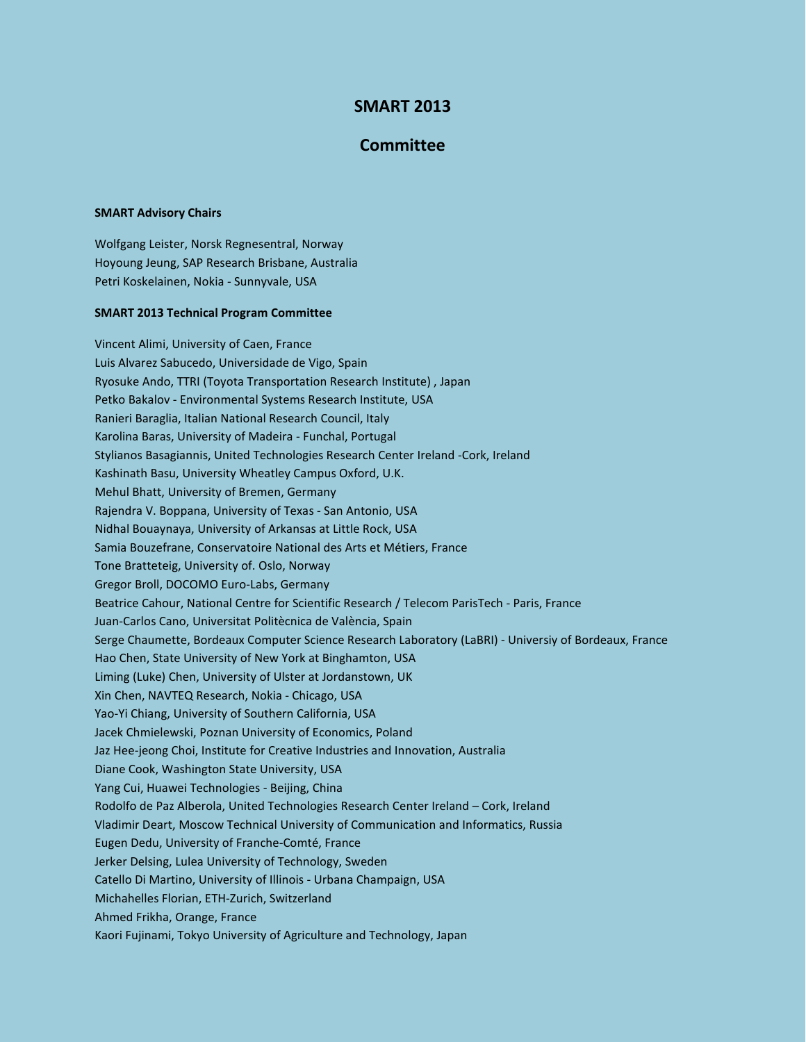# SMART 2013

## Committee

**SMART Advisory Chairs**

Wolfgang Leister, Norsk Regnesentral, Norway
Hoyoung Jeung, SAP Research Brisbane, Australia
Petri Koskelainen, Nokia - Sunnyvale, USA

**SMART 2013 Technical Program Committee**

Vincent Alimi, University of Caen, France
Luis Alvarez Sabucedo, Universidade de Vigo, Spain
Ryosuke Ando, TTRI (Toyota Transportation Research Institute) , Japan
Petko Bakalov - Environmental Systems Research Institute, USA
Ranieri Baraglia, Italian National Research Council, Italy
Karolina Baras, University of Madeira - Funchal, Portugal
Stylianos Basagiannis, United Technologies Research Center Ireland -Cork, Ireland
Kashinath Basu, University Wheatley Campus Oxford, U.K.
Mehul Bhatt, University of Bremen, Germany
Rajendra V. Boppana, University of Texas - San Antonio, USA
Nidhal Bouaynaya, University of Arkansas at Little Rock, USA
Samia Bouzefrane, Conservatoire National des Arts et Métiers, France
Tone Bratteteig, University of. Oslo, Norway
Gregor Broll, DOCOMO Euro-Labs, Germany
Beatrice Cahour, National Centre for Scientific Research / Telecom ParisTech - Paris, France
Juan-Carlos Cano, Universitat Politècnica de València, Spain
Serge Chaumette, Bordeaux Computer Science Research Laboratory (LaBRI) - Universiy of Bordeaux, France
Hao Chen, State University of New York at Binghamton, USA
Liming (Luke) Chen, University of Ulster at Jordanstown, UK
Xin Chen, NAVTEQ Research, Nokia - Chicago, USA
Yao-Yi Chiang, University of Southern California, USA
Jacek Chmielewski, Poznan University of Economics, Poland
Jaz Hee-jeong Choi, Institute for Creative Industries and Innovation, Australia
Diane Cook, Washington State University, USA
Yang Cui, Huawei Technologies - Beijing, China
Rodolfo de Paz Alberola, United Technologies Research Center Ireland – Cork, Ireland
Vladimir Deart, Moscow Technical University of Communication and Informatics, Russia
Eugen Dedu, University of Franche-Comté, France
Jerker Delsing, Lulea University of Technology, Sweden
Catello Di Martino, University of Illinois - Urbana Champaign, USA
Michahelles Florian, ETH-Zurich, Switzerland
Ahmed Frikha, Orange, France
Kaori Fujinami, Tokyo University of Agriculture and Technology, Japan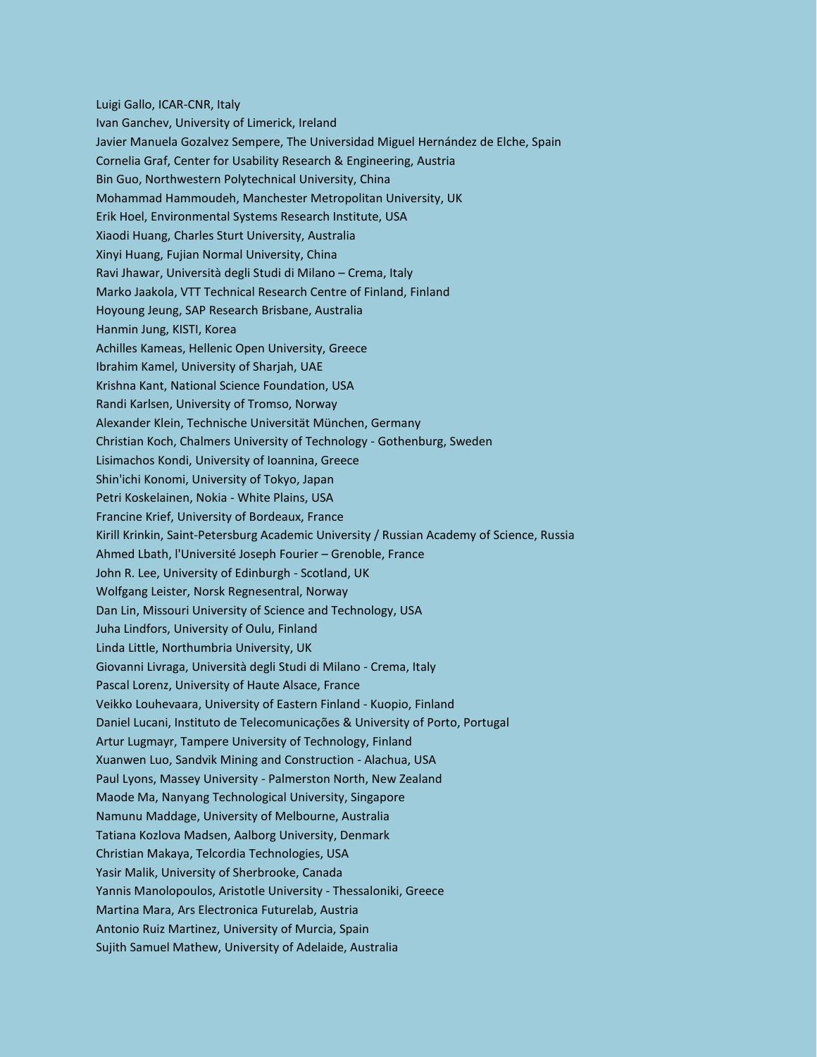Luigi Gallo, ICAR-CNR, Italy
Ivan Ganchev, University of Limerick, Ireland
Javier Manuela Gozalvez Sempere, The Universidad Miguel Hernández de Elche, Spain
Cornelia Graf, Center for Usability Research & Engineering, Austria
Bin Guo, Northwestern Polytechnical University, China
Mohammad Hammoudeh, Manchester Metropolitan University, UK
Erik Hoel, Environmental Systems Research Institute, USA
Xiaodi Huang, Charles Sturt University, Australia
Xinyi Huang, Fujian Normal University, China
Ravi Jhawar, Università degli Studi di Milano – Crema, Italy
Marko Jaakola, VTT Technical Research Centre of Finland, Finland
Hoyoung Jeung, SAP Research Brisbane, Australia
Hanmin Jung, KISTI, Korea
Achilles Kameas, Hellenic Open University, Greece
Ibrahim Kamel, University of Sharjah, UAE
Krishna Kant, National Science Foundation, USA
Randi Karlsen, University of Tromso, Norway
Alexander Klein, Technische Universität München, Germany
Christian Koch, Chalmers University of Technology - Gothenburg, Sweden
Lisimachos Kondi, University of Ioannina, Greece
Shin'ichi Konomi, University of Tokyo, Japan
Petri Koskelainen, Nokia - White Plains, USA
Francine Krief, University of Bordeaux, France
Kirill Krinkin, Saint-Petersburg Academic University / Russian Academy of Science, Russia
Ahmed Lbath, l'Université Joseph Fourier – Grenoble, France
John R. Lee, University of Edinburgh - Scotland, UK
Wolfgang Leister, Norsk Regnesentral, Norway
Dan Lin, Missouri University of Science and Technology, USA
Juha Lindfors, University of Oulu, Finland
Linda Little, Northumbria University, UK
Giovanni Livraga, Università degli Studi di Milano - Crema, Italy
Pascal Lorenz, University of Haute Alsace, France
Veikko Louhevaara, University of Eastern Finland - Kuopio, Finland
Daniel Lucani, Instituto de Telecomunicações & University of Porto, Portugal
Artur Lugmayr, Tampere University of Technology, Finland
Xuanwen Luo, Sandvik Mining and Construction - Alachua, USA
Paul Lyons, Massey University - Palmerston North, New Zealand
Maode Ma, Nanyang Technological University, Singapore
Namunu Maddage, University of Melbourne, Australia
Tatiana Kozlova Madsen, Aalborg University, Denmark
Christian Makaya, Telcordia Technologies, USA
Yasir Malik, University of Sherbrooke, Canada
Yannis Manolopoulos, Aristotle University - Thessaloniki, Greece
Martina Mara, Ars Electronica Futurelab, Austria
Antonio Ruiz Martinez, University of Murcia, Spain
Sujith Samuel Mathew, University of Adelaide, Australia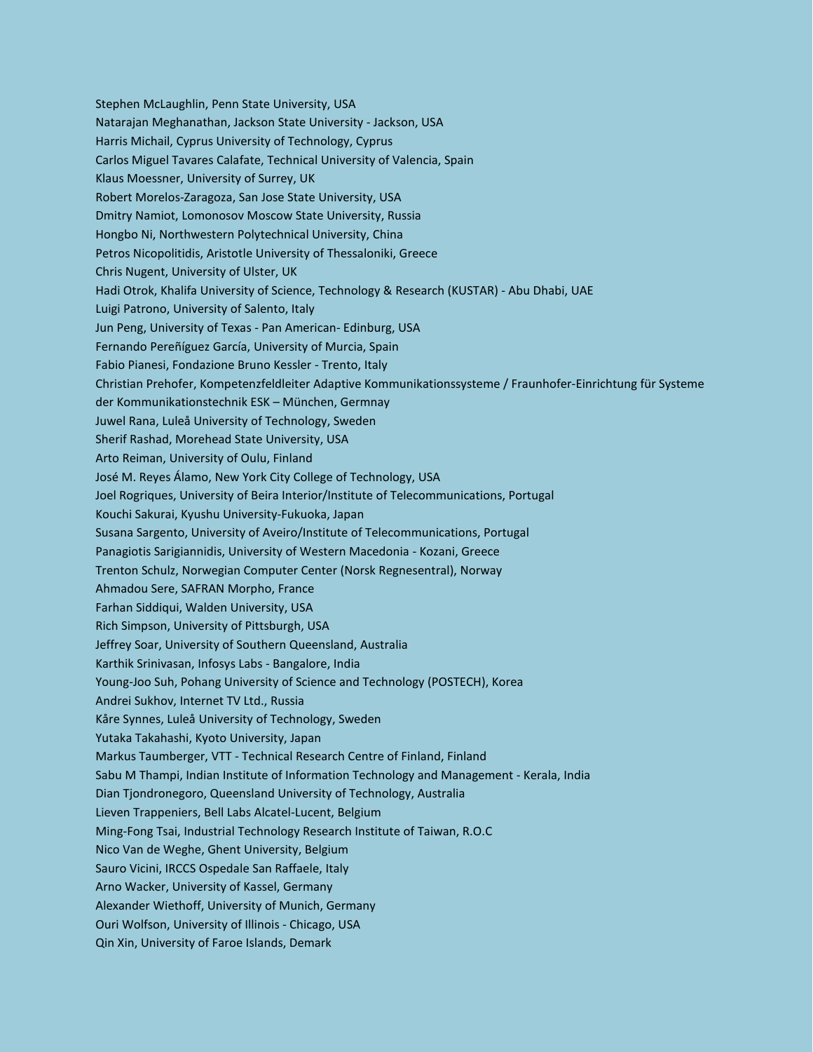Stephen McLaughlin, Penn State University, USA
Natarajan Meghanathan, Jackson State University - Jackson, USA
Harris Michail, Cyprus University of Technology, Cyprus
Carlos Miguel Tavares Calafate, Technical University of Valencia, Spain
Klaus Moessner, University of Surrey, UK
Robert Morelos-Zaragoza, San Jose State University, USA
Dmitry Namiot, Lomonosov Moscow State University, Russia
Hongbo Ni, Northwestern Polytechnical University, China
Petros Nicopolitidis, Aristotle University of Thessaloniki, Greece
Chris Nugent, University of Ulster, UK
Hadi Otrok, Khalifa University of Science, Technology & Research (KUSTAR) - Abu Dhabi, UAE
Luigi Patrono, University of Salento, Italy
Jun Peng, University of Texas - Pan American- Edinburg, USA
Fernando Pereñíguez García, University of Murcia, Spain
Fabio Pianesi, Fondazione Bruno Kessler - Trento, Italy
Christian Prehofer, Kompetenzfeldleiter Adaptive Kommunikationssysteme / Fraunhofer-Einrichtung für Systeme der Kommunikationstechnik ESK – München, Germnay
Juwel Rana, Luleå University of Technology, Sweden
Sherif Rashad, Morehead State University, USA
Arto Reiman, University of Oulu, Finland
José M. Reyes Álamo, New York City College of Technology, USA
Joel Rogriques, University of Beira Interior/Institute of Telecommunications, Portugal
Kouchi Sakurai, Kyushu University-Fukuoka, Japan
Susana Sargento, University of Aveiro/Institute of Telecommunications, Portugal
Panagiotis Sarigiannidis, University of Western Macedonia - Kozani, Greece
Trenton Schulz, Norwegian Computer Center (Norsk Regnesentral), Norway
Ahmadou Sere, SAFRAN Morpho, France
Farhan Siddiqui, Walden University, USA
Rich Simpson, University of Pittsburgh, USA
Jeffrey Soar, University of Southern Queensland, Australia
Karthik Srinivasan, Infosys Labs - Bangalore, India
Young-Joo Suh, Pohang University of Science and Technology (POSTECH), Korea
Andrei Sukhov, Internet TV Ltd., Russia
Kåre Synnes, Luleå University of Technology, Sweden
Yutaka Takahashi, Kyoto University, Japan
Markus Taumberger, VTT - Technical Research Centre of Finland, Finland
Sabu M Thampi, Indian Institute of Information Technology and Management - Kerala, India
Dian Tjondronegoro, Queensland University of Technology, Australia
Lieven Trappeniers, Bell Labs Alcatel-Lucent, Belgium
Ming-Fong Tsai, Industrial Technology Research Institute of Taiwan, R.O.C
Nico Van de Weghe, Ghent University, Belgium
Sauro Vicini, IRCCS Ospedale San Raffaele, Italy
Arno Wacker, University of Kassel, Germany
Alexander Wiethoff, University of Munich, Germany
Ouri Wolfson, University of Illinois - Chicago, USA
Qin Xin, University of Faroe Islands, Demark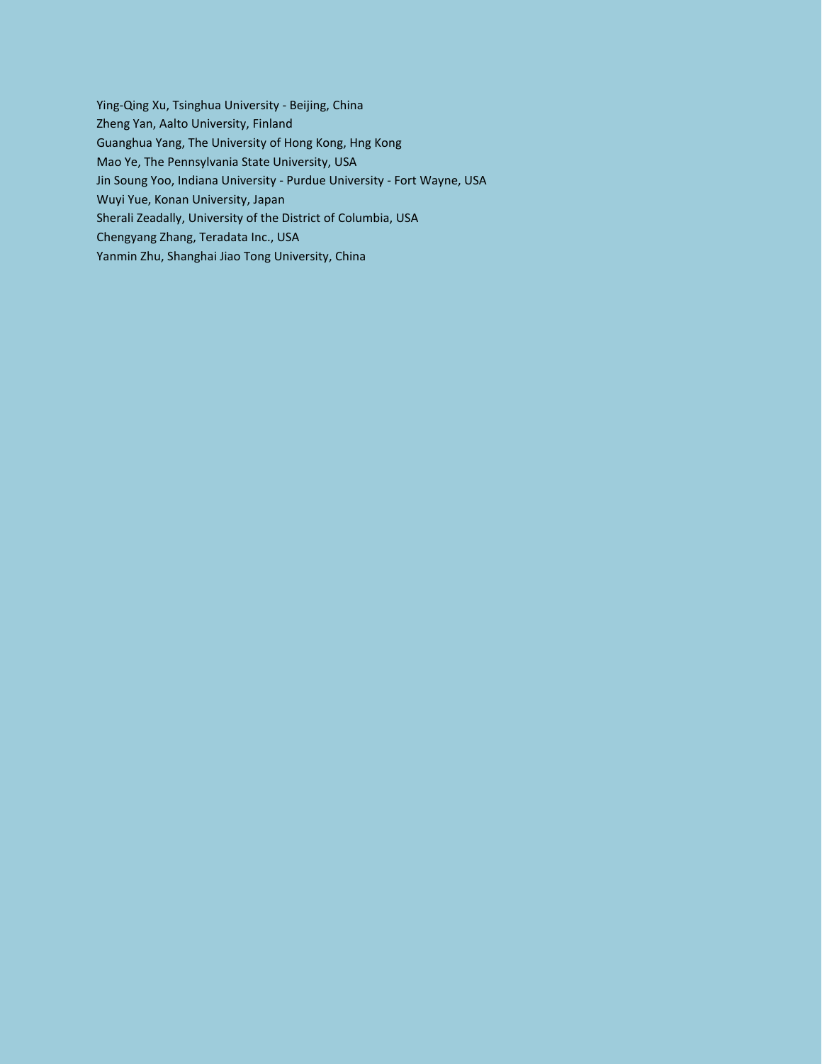Ying-Qing Xu, Tsinghua University - Beijing, China
Zheng Yan, Aalto University, Finland
Guanghua Yang, The University of Hong Kong, Hng Kong
Mao Ye, The Pennsylvania State University, USA
Jin Soung Yoo, Indiana University - Purdue University - Fort Wayne, USA
Wuyi Yue, Konan University, Japan
Sherali Zeadally, University of the District of Columbia, USA
Chengyang Zhang, Teradata Inc., USA
Yanmin Zhu, Shanghai Jiao Tong University, China